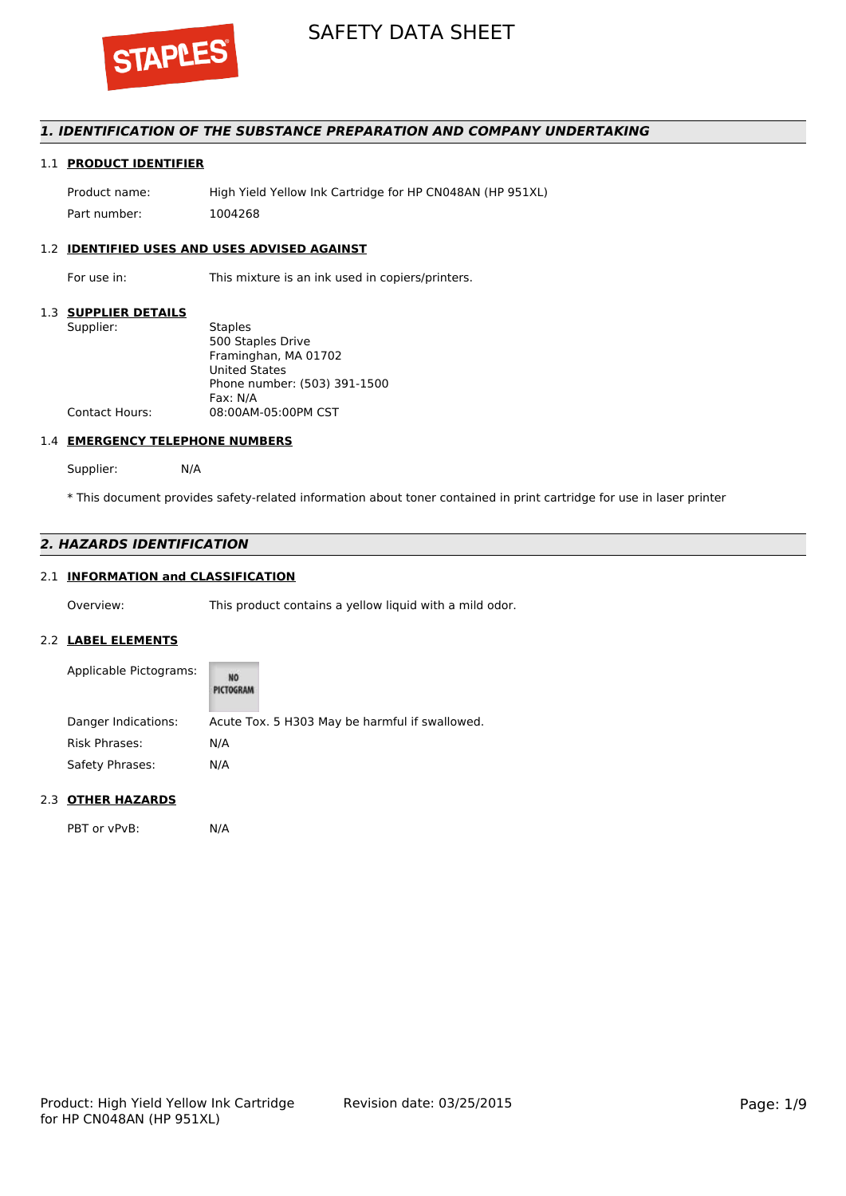# SAFETY DATA SHEET

## 1. IDENTIFICATION OF THE SUBSTANCE PREPARATION AND COMPANY UNDERTAKING

### 1.1 PRODUCT IDENTIFIER

Product name: High Yield Yellow Ink Cartridge for HP CN048AN (HP 951XL)

Part number: 1004268

### 1.2 IDENTIFIED USES AND USES ADVISED AGAINST

For use in: This mixture is an ink used in copiers/printers.

### 1.3 SUPPLIER DETAILS

Supplier: Staples
500 Staples Drive
Framinghan, MA 01702
United States
Phone number: (503) 391-1500
Fax: N/A

Contact Hours: 08:00AM-05:00PM CST

### 1.4 EMERGENCY TELEPHONE NUMBERS

Supplier: N/A

* This document provides safety-related information about toner contained in print cartridge for use in laser printer

## 2. HAZARDS IDENTIFICATION

### 2.1 INFORMATION and CLASSIFICATION

Overview: This product contains a yellow liquid with a mild odor.

### 2.2 LABEL ELEMENTS

Applicable Pictograms: NO PICTOGRAM

Danger Indications: Acute Tox. 5 H303 May be harmful if swallowed.

Risk Phrases: N/A

Safety Phrases: N/A

### 2.3 OTHER HAZARDS

PBT or vPvB: N/A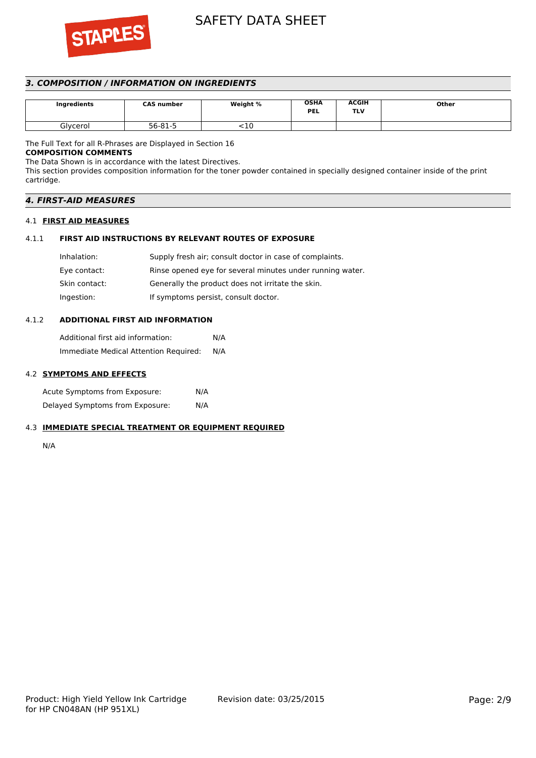## 3. COMPOSITION / INFORMATION ON INGREDIENTS

| Ingredients | CAS number | Weight % | OSHA PEL | ACGIH TLV | Other |
|---|---|---|---|---|---|
| Glycerol | 56-81-5 | <10 | | | |

The Full Text for all R-Phrases are Displayed in Section 16

**COMPOSITION COMMENTS**

The Data Shown is in accordance with the latest Directives.

This section provides composition information for the toner powder contained in specially designed container inside of the print cartridge.

## 4. FIRST-AID MEASURES

### 4.1 FIRST AID MEASURES

#### 4.1.1 FIRST AID INSTRUCTIONS BY RELEVANT ROUTES OF EXPOSURE

Inhalation: Supply fresh air; consult doctor in case of complaints.

Eye contact: Rinse opened eye for several minutes under running water.

Skin contact: Generally the product does not irritate the skin.

Ingestion: If symptoms persist, consult doctor.

#### 4.1.2 ADDITIONAL FIRST AID INFORMATION

Additional first aid information: N/A

Immediate Medical Attention Required: N/A

### 4.2 SYMPTOMS AND EFFECTS

Acute Symptoms from Exposure: N/A

Delayed Symptoms from Exposure: N/A

### 4.3 IMMEDIATE SPECIAL TREATMENT OR EQUIPMENT REQUIRED

N/A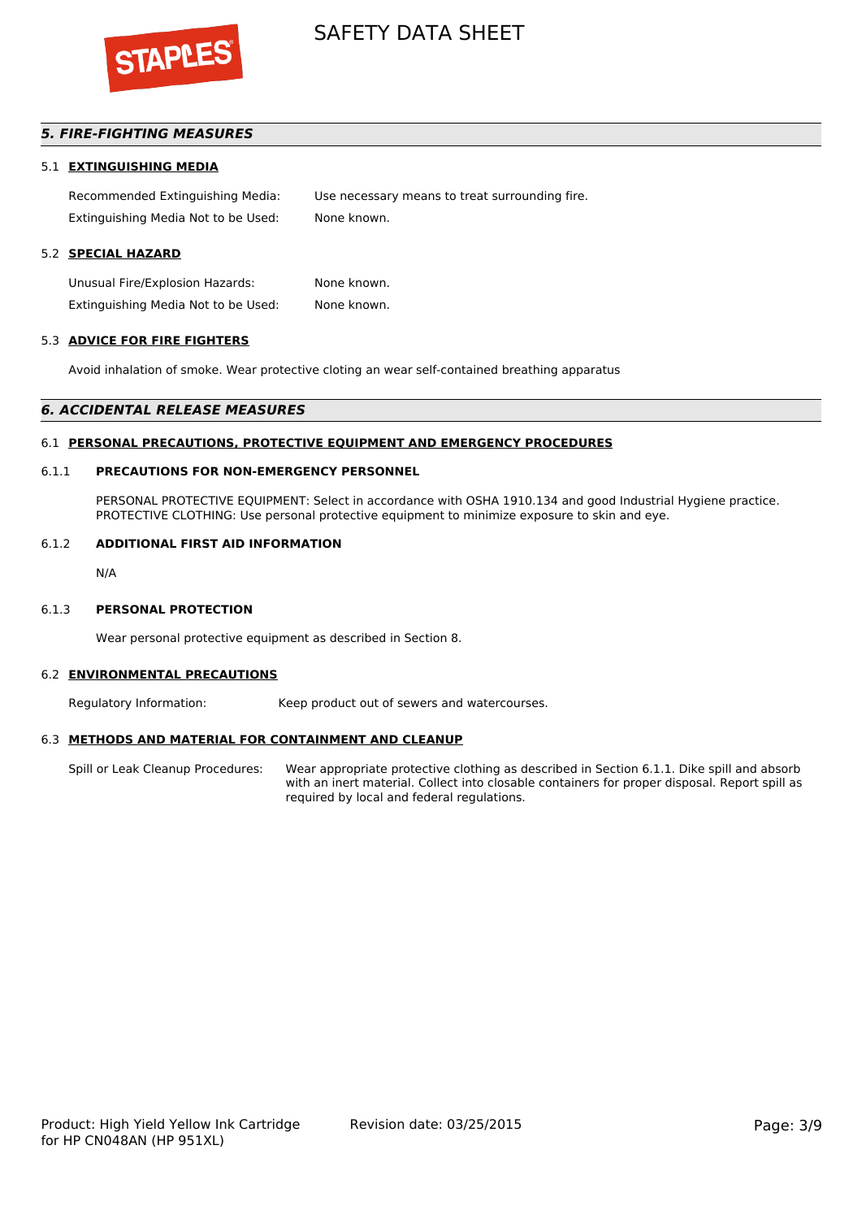## 5. FIRE-FIGHTING MEASURES

### 5.1 EXTINGUISHING MEDIA

| | |
|---|---|
| Recommended Extinguishing Media: | Use necessary means to treat surrounding fire. |
| Extinguishing Media Not to be Used: | None known. |

### 5.2 SPECIAL HAZARD

| | |
|---|---|
| Unusual Fire/Explosion Hazards: | None known. |
| Extinguishing Media Not to be Used: | None known. |

### 5.3 ADVICE FOR FIRE FIGHTERS

Avoid inhalation of smoke. Wear protective cloting an wear self-contained breathing apparatus

## 6. ACCIDENTAL RELEASE MEASURES

### 6.1 PERSONAL PRECAUTIONS, PROTECTIVE EQUIPMENT AND EMERGENCY PROCEDURES

#### 6.1.1 PRECAUTIONS FOR NON-EMERGENCY PERSONNEL

PERSONAL PROTECTIVE EQUIPMENT: Select in accordance with OSHA 1910.134 and good Industrial Hygiene practice.
PROTECTIVE CLOTHING: Use personal protective equipment to minimize exposure to skin and eye.

#### 6.1.2 ADDITIONAL FIRST AID INFORMATION

N/A

#### 6.1.3 PERSONAL PROTECTION

Wear personal protective equipment as described in Section 8.

### 6.2 ENVIRONMENTAL PRECAUTIONS

| | |
|---|---|
| Regulatory Information: | Keep product out of sewers and watercourses. |

### 6.3 METHODS AND MATERIAL FOR CONTAINMENT AND CLEANUP

| | |
|---|---|
| Spill or Leak Cleanup Procedures: | Wear appropriate protective clothing as described in Section 6.1.1. Dike spill and absorb with an inert material. Collect into closable containers for proper disposal. Report spill as required by local and federal regulations. |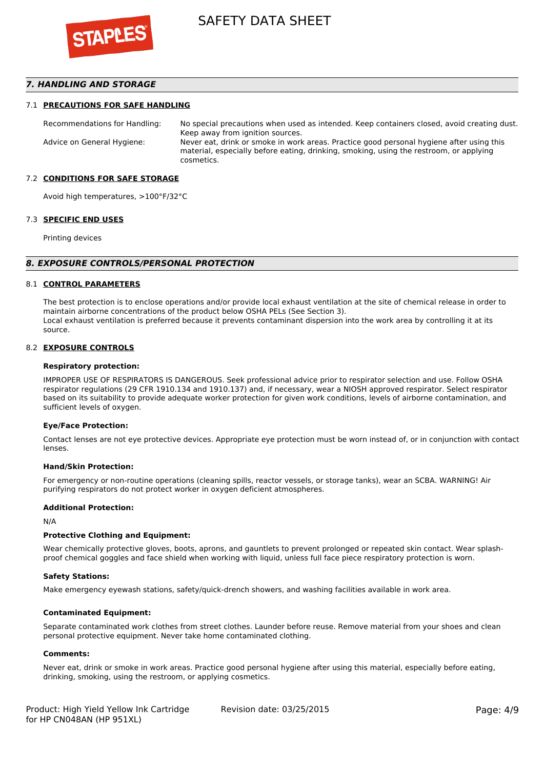## 7. HANDLING AND STORAGE

### 7.1 PRECAUTIONS FOR SAFE HANDLING

| | |
|---|---|
| Recommendations for Handling: | No special precautions when used as intended. Keep containers closed, avoid creating dust. Keep away from ignition sources. |
| Advice on General Hygiene: | Never eat, drink or smoke in work areas. Practice good personal hygiene after using this material, especially before eating, drinking, smoking, using the restroom, or applying cosmetics. |

### 7.2 CONDITIONS FOR SAFE STORAGE

Avoid high temperatures, >100°F/32°C

### 7.3 SPECIFIC END USES

Printing devices

## 8. EXPOSURE CONTROLS/PERSONAL PROTECTION

### 8.1 CONTROL PARAMETERS

The best protection is to enclose operations and/or provide local exhaust ventilation at the site of chemical release in order to maintain airborne concentrations of the product below OSHA PELs (See Section 3).
Local exhaust ventilation is preferred because it prevents contaminant dispersion into the work area by controlling it at its source.

### 8.2 EXPOSURE CONTROLS

**Respiratory protection:**

IMPROPER USE OF RESPIRATORS IS DANGEROUS. Seek professional advice prior to respirator selection and use. Follow OSHA respirator regulations (29 CFR 1910.134 and 1910.137) and, if necessary, wear a NIOSH approved respirator. Select respirator based on its suitability to provide adequate worker protection for given work conditions, levels of airborne contamination, and sufficient levels of oxygen.

**Eye/Face Protection:**

Contact lenses are not eye protective devices. Appropriate eye protection must be worn instead of, or in conjunction with contact lenses.

**Hand/Skin Protection:**

For emergency or non-routine operations (cleaning spills, reactor vessels, or storage tanks), wear an SCBA. WARNING! Air purifying respirators do not protect worker in oxygen deficient atmospheres.

**Additional Protection:**

N/A

**Protective Clothing and Equipment:**

Wear chemically protective gloves, boots, aprons, and gauntlets to prevent prolonged or repeated skin contact. Wear splash-proof chemical goggles and face shield when working with liquid, unless full face piece respiratory protection is worn.

**Safety Stations:**

Make emergency eyewash stations, safety/quick-drench showers, and washing facilities available in work area.

**Contaminated Equipment:**

Separate contaminated work clothes from street clothes. Launder before reuse. Remove material from your shoes and clean personal protective equipment. Never take home contaminated clothing.

**Comments:**

Never eat, drink or smoke in work areas. Practice good personal hygiene after using this material, especially before eating, drinking, smoking, using the restroom, or applying cosmetics.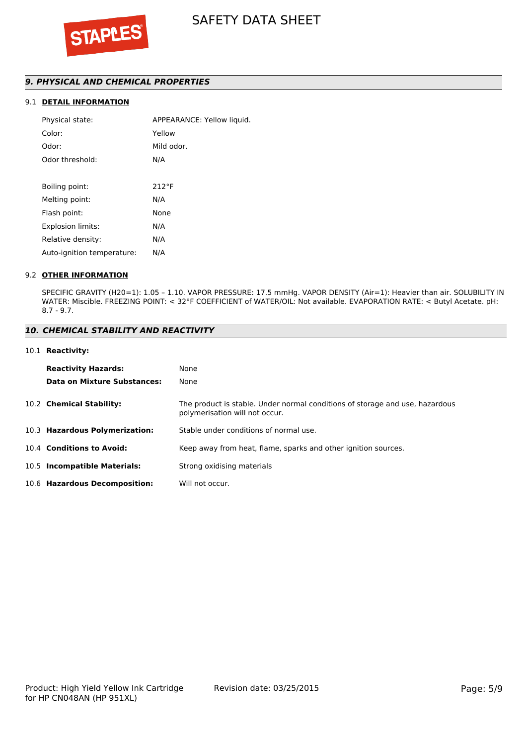## *9. PHYSICAL AND CHEMICAL PROPERTIES*

### 9.1 DETAIL INFORMATION

| | |
|---|---|
| Physical state: | APPEARANCE: Yellow liquid. |
| Color: | Yellow |
| Odor: | Mild odor. |
| Odor threshold: | N/A |
| Boiling point: | 212°F |
| Melting point: | N/A |
| Flash point: | None |
| Explosion limits: | N/A |
| Relative density: | N/A |
| Auto-ignition temperature: | N/A |

### 9.2 OTHER INFORMATION

SPECIFIC GRAVITY (H20=1): 1.05 – 1.10. VAPOR PRESSURE: 17.5 mmHg. VAPOR DENSITY (Air=1): Heavier than air. SOLUBILITY IN WATER: Miscible. FREEZING POINT: < 32°F COEFFICIENT of WATER/OIL: Not available. EVAPORATION RATE: < Butyl Acetate. pH: 8.7 - 9.7.

## *10. CHEMICAL STABILITY AND REACTIVITY*

### 10.1 Reactivity:

| | |
|---|---|
| **Reactivity Hazards:** | None |
| **Data on Mixture Substances:** | None |

**10.2 Chemical Stability:** The product is stable. Under normal conditions of storage and use, hazardous polymerisation will not occur.

**10.3 Hazardous Polymerization:** Stable under conditions of normal use.

**10.4 Conditions to Avoid:** Keep away from heat, flame, sparks and other ignition sources.

**10.5 Incompatible Materials:** Strong oxidising materials

**10.6 Hazardous Decomposition:** Will not occur.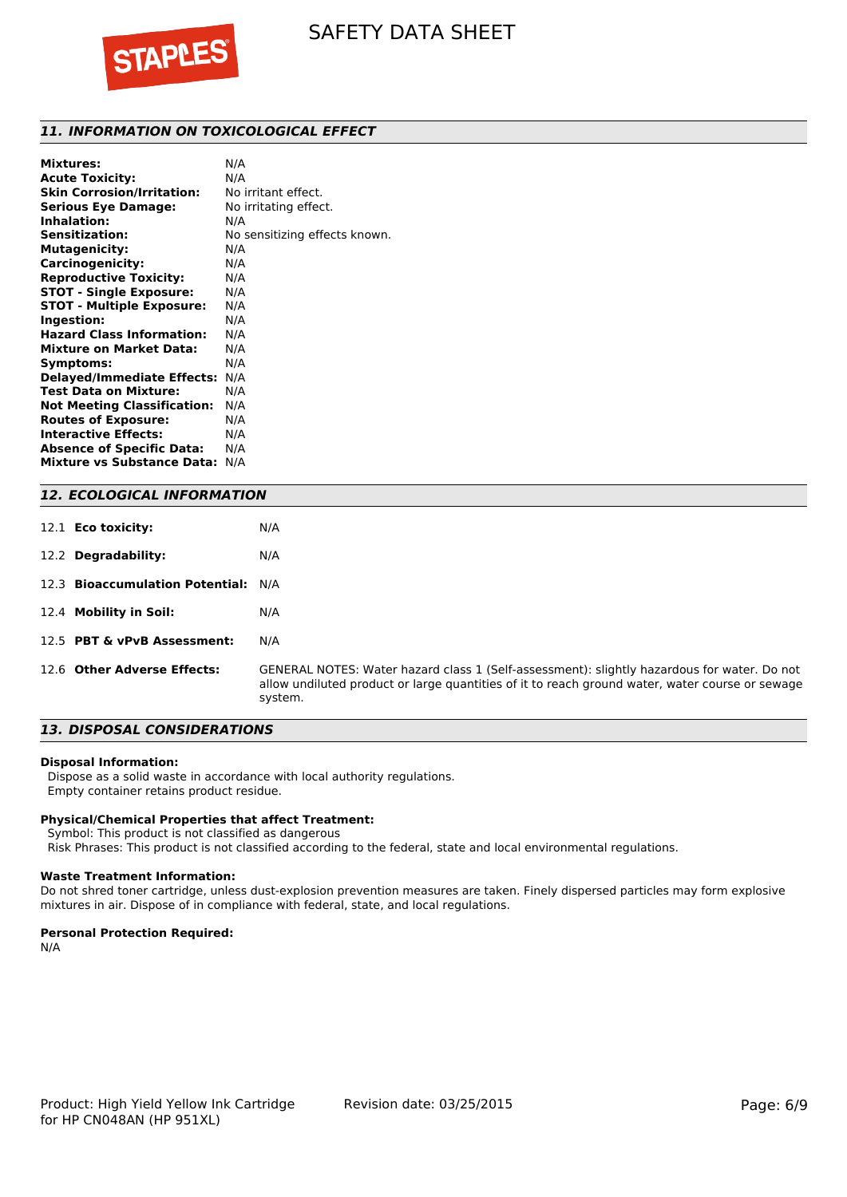## 11. INFORMATION ON TOXICOLOGICAL EFFECT

**Mixtures:** N/A
**Acute Toxicity:** N/A
**Skin Corrosion/Irritation:** No irritant effect.
**Serious Eye Damage:** No irritating effect.
**Inhalation:** N/A
**Sensitization:** No sensitizing effects known.
**Mutagenicity:** N/A
**Carcinogenicity:** N/A
**Reproductive Toxicity:** N/A
**STOT - Single Exposure:** N/A
**STOT - Multiple Exposure:** N/A
**Ingestion:** N/A
**Hazard Class Information:** N/A
**Mixture on Market Data:** N/A
**Symptoms:** N/A
**Delayed/Immediate Effects:** N/A
**Test Data on Mixture:** N/A
**Not Meeting Classification:** N/A
**Routes of Exposure:** N/A
**Interactive Effects:** N/A
**Absence of Specific Data:** N/A
**Mixture vs Substance Data:** N/A

## 12. ECOLOGICAL INFORMATION

12.1 **Eco toxicity:** N/A

12.2 **Degradability:** N/A

12.3 **Bioaccumulation Potential:** N/A

12.4 **Mobility in Soil:** N/A

12.5 **PBT & vPvB Assessment:** N/A

12.6 **Other Adverse Effects:** GENERAL NOTES: Water hazard class 1 (Self-assessment): slightly hazardous for water. Do not allow undiluted product or large quantities of it to reach ground water, water course or sewage system.

## 13. DISPOSAL CONSIDERATIONS

**Disposal Information:**
Dispose as a solid waste in accordance with local authority regulations.
Empty container retains product residue.

**Physical/Chemical Properties that affect Treatment:**
Symbol: This product is not classified as dangerous
Risk Phrases: This product is not classified according to the federal, state and local environmental regulations.

**Waste Treatment Information:**
Do not shred toner cartridge, unless dust-explosion prevention measures are taken. Finely dispersed particles may form explosive mixtures in air. Dispose of in compliance with federal, state, and local regulations.

**Personal Protection Required:**
N/A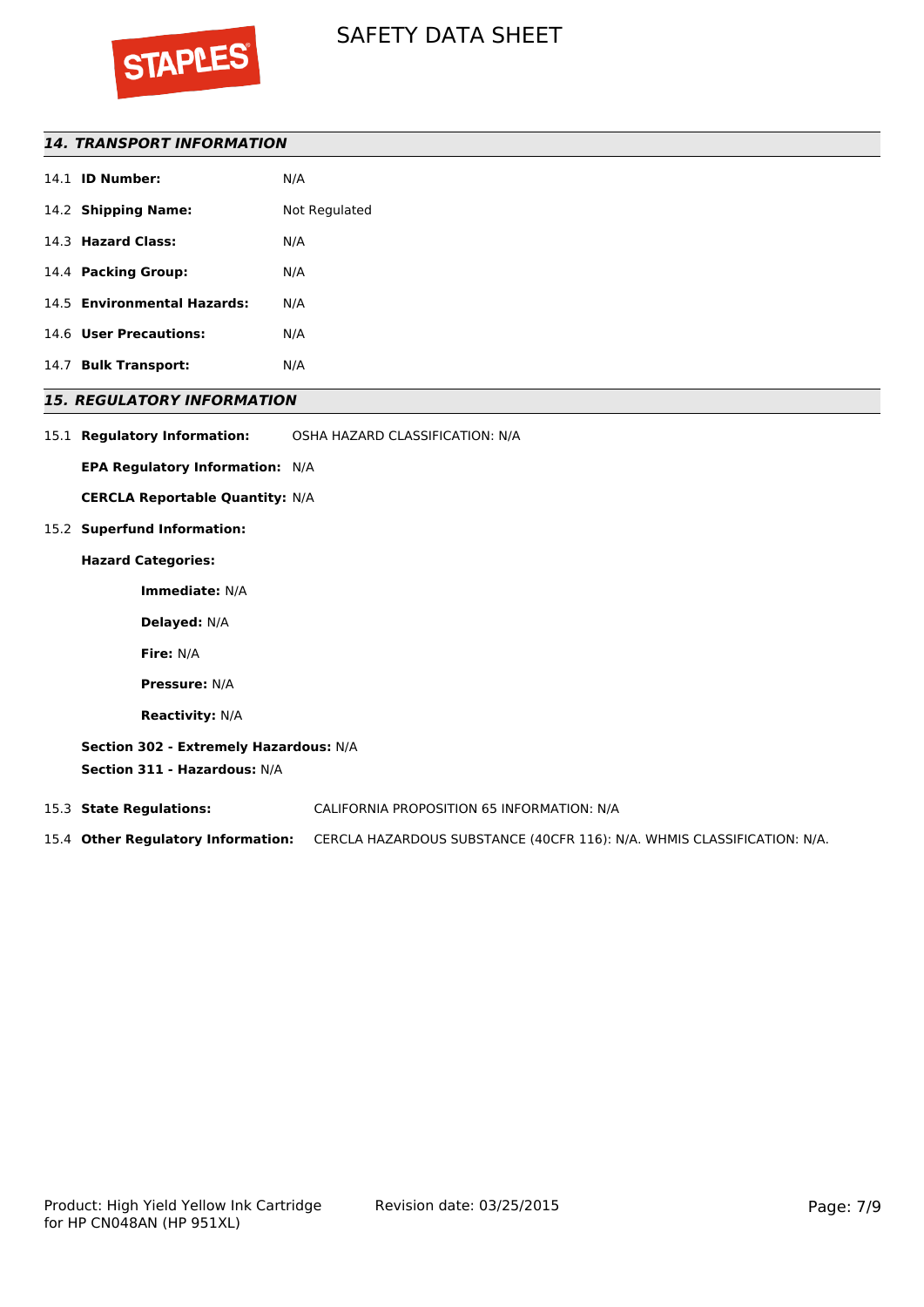## 14. TRANSPORT INFORMATION

14.1 **ID Number:** N/A

14.2 **Shipping Name:** Not Regulated

14.3 **Hazard Class:** N/A

14.4 **Packing Group:** N/A

14.5 **Environmental Hazards:** N/A

14.6 **User Precautions:** N/A

14.7 **Bulk Transport:** N/A

## 15. REGULATORY INFORMATION

15.1 **Regulatory Information:** OSHA HAZARD CLASSIFICATION: N/A

**EPA Regulatory Information:** N/A

**CERCLA Reportable Quantity:** N/A

15.2 **Superfund Information:**

**Hazard Categories:**

**Immediate:** N/A

**Delayed:** N/A

**Fire:** N/A

**Pressure:** N/A

**Reactivity:** N/A

**Section 302 - Extremely Hazardous:** N/A

**Section 311 - Hazardous:** N/A

15.3 **State Regulations:** CALIFORNIA PROPOSITION 65 INFORMATION: N/A

15.4 **Other Regulatory Information:** CERCLA HAZARDOUS SUBSTANCE (40CFR 116): N/A. WHMIS CLASSIFICATION: N/A.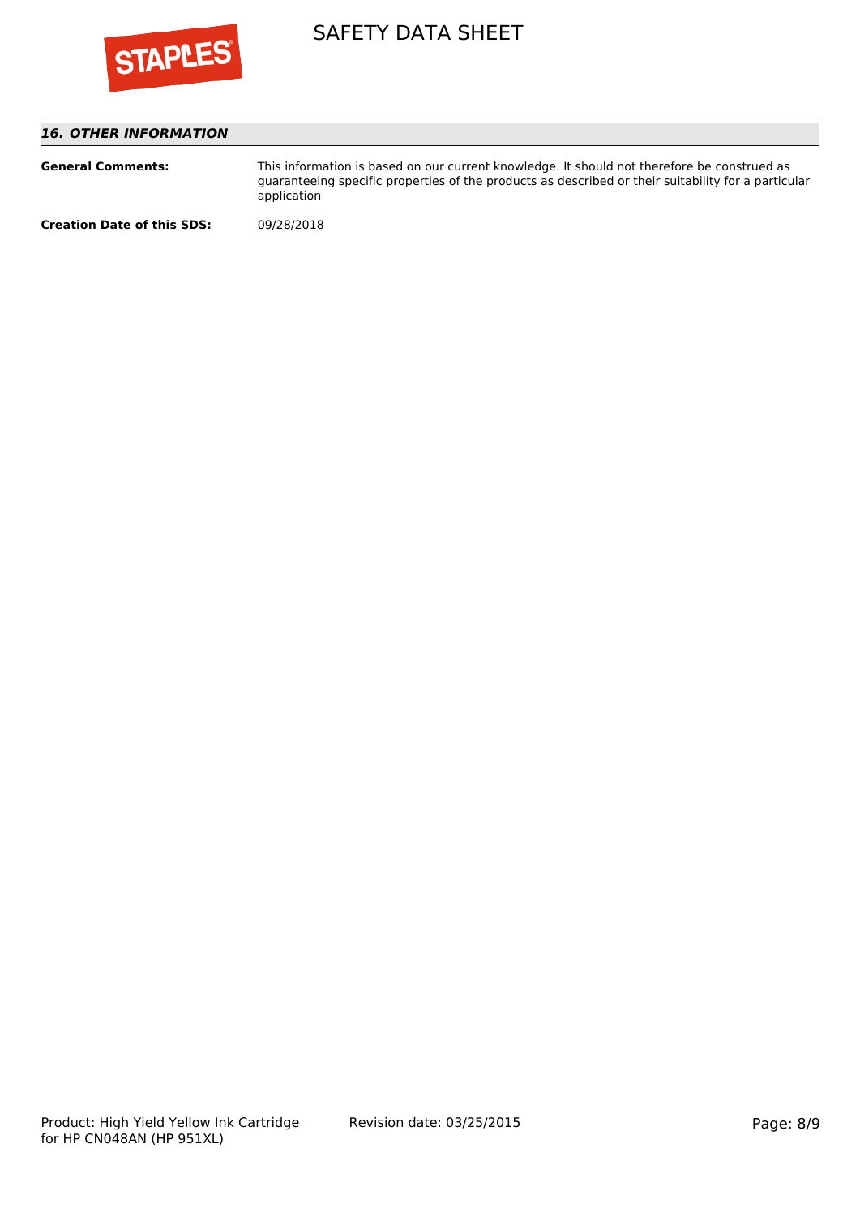## *16. OTHER INFORMATION*

**General Comments:** This information is based on our current knowledge. It should not therefore be construed as guaranteeing specific properties of the products as described or their suitability for a particular application

**Creation Date of this SDS:** 09/28/2018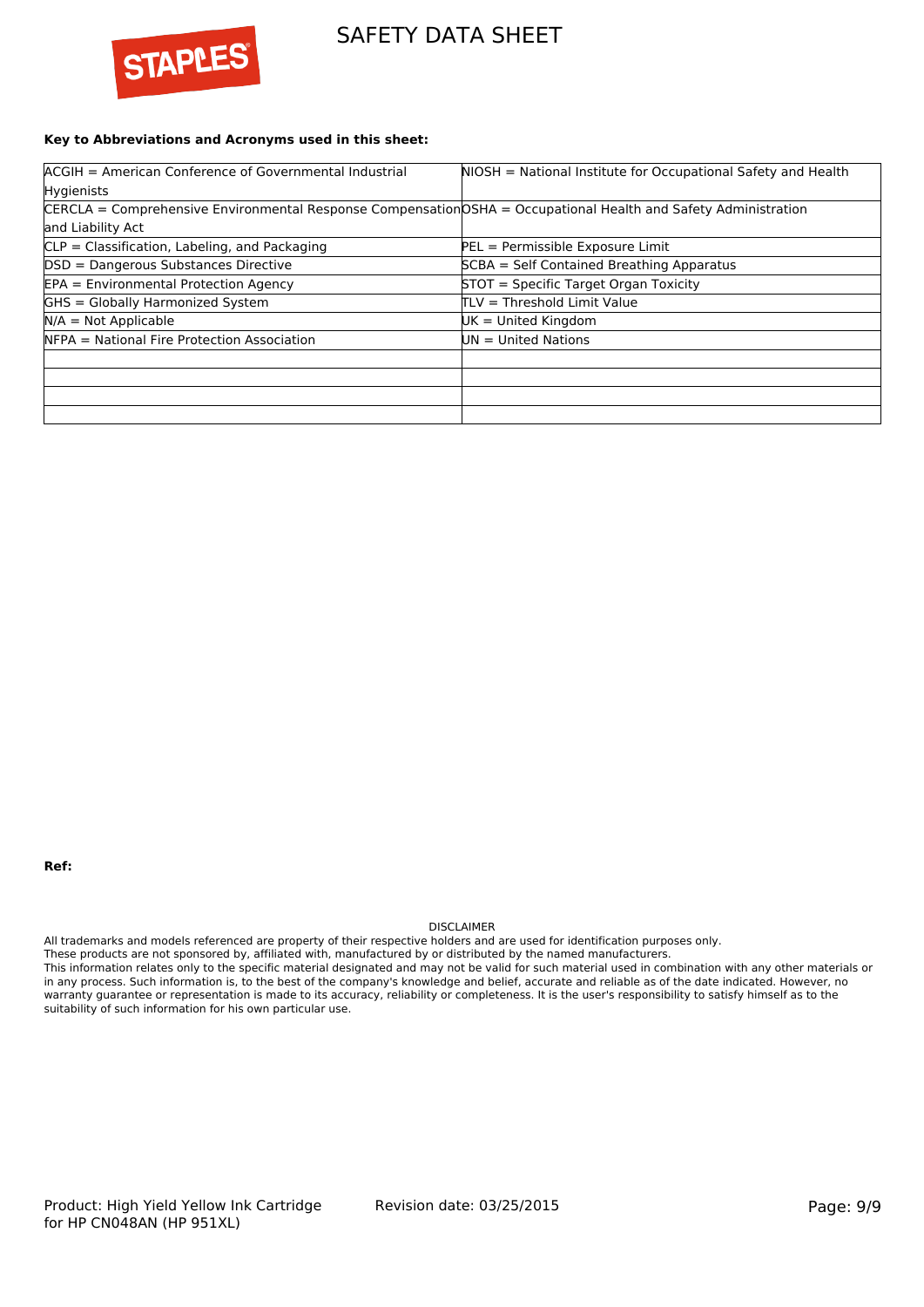**Key to Abbreviations and Acronyms used in this sheet:**

| | |
|---|---|
| ACGIH = American Conference of Governmental Industrial Hygienists | NIOSH = National Institute for Occupational Safety and Health |
| CERCLA = Comprehensive Environmental Response Compensation and Liability Act | OSHA = Occupational Health and Safety Administration |
| CLP = Classification, Labeling, and Packaging | PEL = Permissible Exposure Limit |
| DSD = Dangerous Substances Directive | SCBA = Self Contained Breathing Apparatus |
| EPA = Environmental Protection Agency | STOT = Specific Target Organ Toxicity |
| GHS = Globally Harmonized System | TLV = Threshold Limit Value |
| N/A = Not Applicable | UK = United Kingdom |
| NFPA = National Fire Protection Association | UN = United Nations |
| | |
| | |
| | |
| | |

**Ref:**

DISCLAIMER

All trademarks and models referenced are property of their respective holders and are used for identification purposes only.
These products are not sponsored by, affiliated with, manufactured by or distributed by the named manufacturers.
This information relates only to the specific material designated and may not be valid for such material used in combination with any other materials or in any process. Such information is, to the best of the company's knowledge and belief, accurate and reliable as of the date indicated. However, no warranty guarantee or representation is made to its accuracy, reliability or completeness. It is the user's responsibility to satisfy himself as to the suitability of such information for his own particular use.